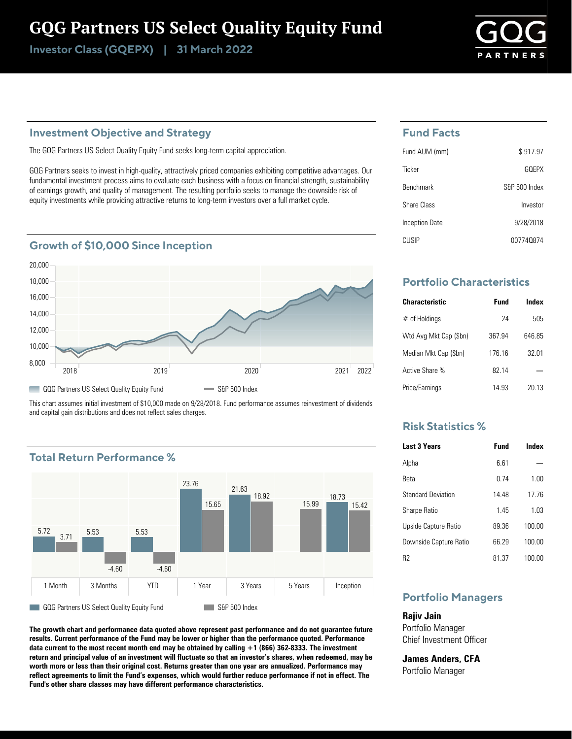# GQG Partners US Select Quality Equity Fund

**Investor Class (GQEPX) | 31 March 2022**

GQG PARTNERS

## Investment Objective and Strategy

The GQG Partners US Select Quality Equity Fund seeks long-term capital appreciation.

GQG Partners seeks to invest in high-quality, attractively priced companies exhibiting competitive advantages. Our fundamental investment process aims to evaluate each business with a focus on financial strength, sustainability of earnings growth, and quality of management. The resulting portfolio seeks to manage the downside risk of equity investments while providing attractive returns to long-term investors over a full market cycle.

## Growth of $10,000 Since Inception

GQG Partners US Select Quality Equity Fund | S&P 500 Index

This chart assumes initial investment of $10,000 made on 9/28/2018. Fund performance assumes reinvestment of dividends and capital gain distributions and does not reflect sales charges.

## Total Return Performance %

| | 1 Month | 3 Months | YTD | 1 Year | 3 Years | 5 Years | Inception |
|---|---|---|---|---|---|---|---|
| GQG Partners US Select Quality Equity Fund | 5.72 | 5.53 | 5.53 | 23.76 | 21.63 | | 18.73 |
| S&P 500 Index | 3.71 | -4.60 | -4.60 | 15.65 | 18.92 | 15.99 | 15.42 |

**The growth chart and performance data quoted above represent past performance and do not guarantee future results. Current performance of the Fund may be lower or higher than the performance quoted. Performance data current to the most recent month end may be obtained by calling +1 (866) 362-8333. The investment return and principal value of an investment will fluctuate so that an investor's shares, when redeemed, may be worth more or less than their original cost. Returns greater than one year are annualized. Performance may reflect agreements to limit the Fund's expenses, which would further reduce performance if not in effect. The Fund's other share classes may have different performance characteristics.**

## Fund Facts

| | |
|---|---|
| Fund AUM (mm) | $ 917.97 |
| Ticker | GQEPX |
| Benchmark | S&P 500 Index |
| Share Class | Investor |
| Inception Date | 9/28/2018 |
| CUSIP | 00774Q874 |

## Portfolio Characteristics

| Characteristic | Fund | Index |
|---|---|---|
| # of Holdings | 24 | 505 |
| Wtd Avg Mkt Cap ($bn) | 367.94 | 646.85 |
| Median Mkt Cap ($bn) | 176.16 | 32.01 |
| Active Share % | 82.14 | — |
| Price/Earnings | 14.93 | 20.13 |

## Risk Statistics %

| Last 3 Years | Fund | Index |
|---|---|---|
| Alpha | 6.61 | — |
| Beta | 0.74 | 1.00 |
| Standard Deviation | 14.48 | 17.76 |
| Sharpe Ratio | 1.45 | 1.03 |
| Upside Capture Ratio | 89.36 | 100.00 |
| Downside Capture Ratio | 66.29 | 100.00 |
| R2 | 81.37 | 100.00 |

## Portfolio Managers

**Rajiv Jain**
Portfolio Manager
Chief Investment Officer

**James Anders, CFA**
Portfolio Manager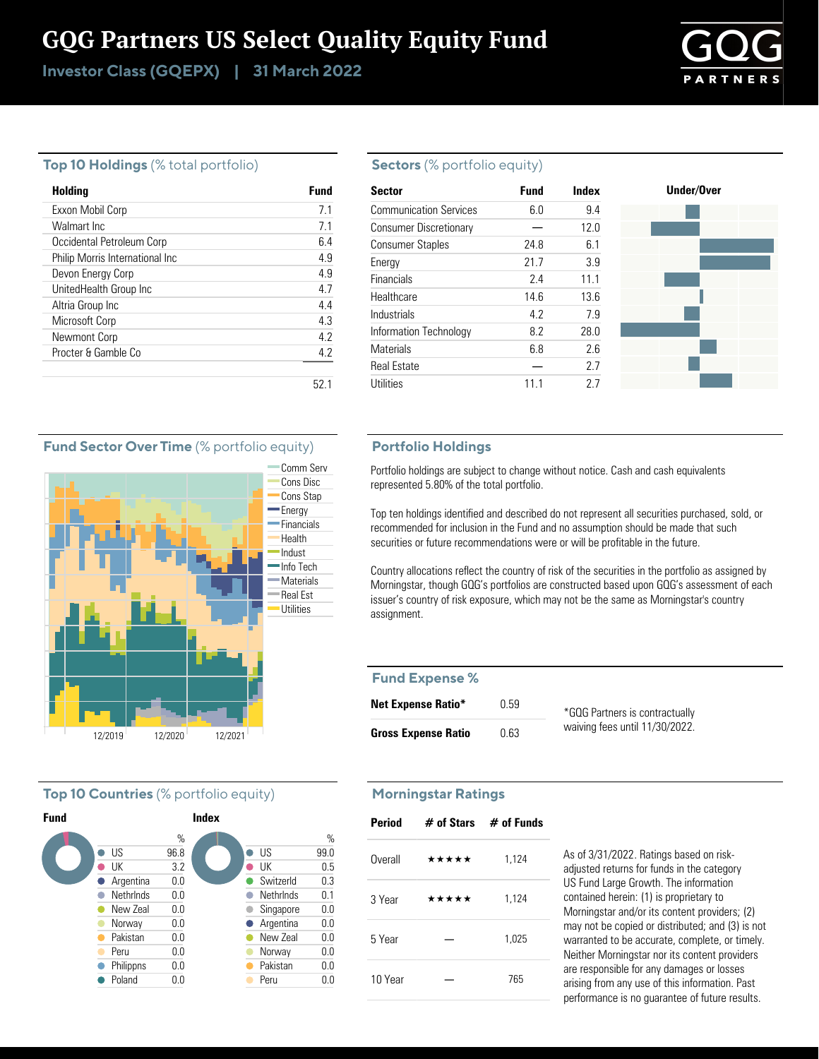# GQG Partners US Select Quality Equity Fund

**Investor Class (GQEPX) | 31 March 2022**

## Top 10 Holdings (% total portfolio)

| Holding | Fund |
|---|---|
| Exxon Mobil Corp | 7.1 |
| Walmart Inc | 7.1 |
| Occidental Petroleum Corp | 6.4 |
| Philip Morris International Inc | 4.9 |
| Devon Energy Corp | 4.9 |
| UnitedHealth Group Inc | 4.7 |
| Altria Group Inc | 4.4 |
| Microsoft Corp | 4.3 |
| Newmont Corp | 4.2 |
| Procter & Gamble Co | 4.2 |
| | 52.1 |

## Sectors (% portfolio equity)

| Sector | Fund | Index |
|---|---|---|
| Communication Services | 6.0 | 9.4 |
| Consumer Discretionary | — | 12.0 |
| Consumer Staples | 24.8 | 6.1 |
| Energy | 21.7 | 3.9 |
| Financials | 2.4 | 11.1 |
| Healthcare | 14.6 | 13.6 |
| Industrials | 4.2 | 7.9 |
| Information Technology | 8.2 | 28.0 |
| Materials | 6.8 | 2.6 |
| Real Estate | — | 2.7 |
| Utilities | 11.1 | 2.7 |

## Fund Sector Over Time (% portfolio equity)

Comm Serv, Cons Disc, Cons Stap, Energy, Financials, Health, Indust, Info Tech, Materials, Real Est, Utilities

12/2019 12/2020 12/2021

## Portfolio Holdings

Portfolio holdings are subject to change without notice. Cash and cash equivalents represented 5.80% of the total portfolio.

Top ten holdings identified and described do not represent all securities purchased, sold, or recommended for inclusion in the Fund and no assumption should be made that such securities or future recommendations were or will be profitable in the future.

Country allocations reflect the country of risk of the securities in the portfolio as assigned by Morningstar, though GQG's portfolios are constructed based upon GQG's assessment of each issuer's country of risk exposure, which may not be the same as Morningstar's country assignment.

## Fund Expense %

| | |
|---|---|
| **Net Expense Ratio*** | 0.59 |
| **Gross Expense Ratio** | 0.63 |

*GQG Partners is contractually waiving fees until 11/30/2022.

## Top 10 Countries (% portfolio equity)

**Fund**

| Country | % |
|---|---|
| US | 96.8 |
| UK | 3.2 |
| Argentina | 0.0 |
| Nethrlnds | 0.0 |
| New Zeal | 0.0 |
| Norway | 0.0 |
| Pakistan | 0.0 |
| Peru | 0.0 |
| Philippns | 0.0 |
| Poland | 0.0 |

**Index**

| Country | % |
|---|---|
| US | 99.0 |
| UK | 0.5 |
| Switzerld | 0.3 |
| Nethrlnds | 0.1 |
| Singapore | 0.0 |
| Argentina | 0.0 |
| New Zeal | 0.0 |
| Norway | 0.0 |
| Pakistan | 0.0 |
| Peru | 0.0 |

## Morningstar Ratings

| Period | # of Stars | # of Funds |
|---|---|---|
| Overall | ★★★★★ | 1,124 |
| 3 Year | ★★★★★ | 1,124 |
| 5 Year | — | 1,025 |
| 10 Year | — | 765 |

As of 3/31/2022. Ratings based on risk-adjusted returns for funds in the category US Fund Large Growth. The information contained herein: (1) is proprietary to Morningstar and/or its content providers; (2) may not be copied or distributed; and (3) is not warranted to be accurate, complete, or timely. Neither Morningstar nor its content providers are responsible for any damages or losses arising from any use of this information. Past performance is no guarantee of future results.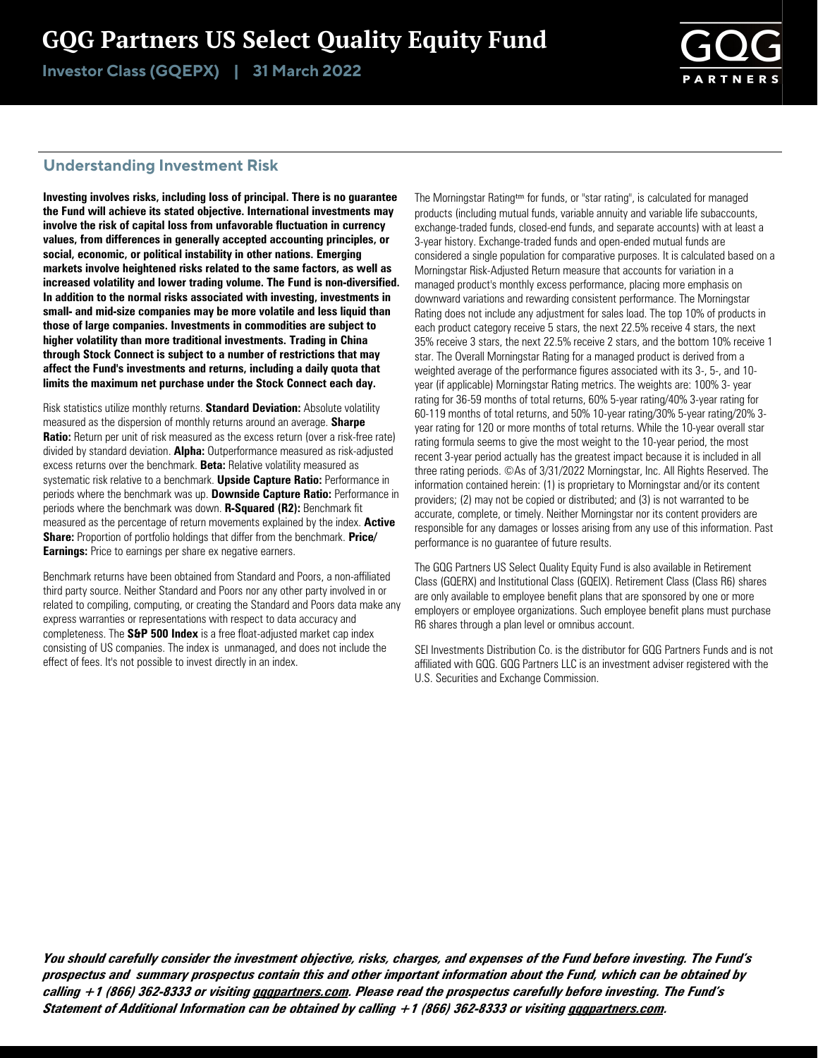# GQG Partners US Select Quality Equity Fund

**Investor Class (GQEPX) | 31 March 2022**

## Understanding Investment Risk

**Investing involves risks, including loss of principal. There is no guarantee the Fund will achieve its stated objective. International investments may involve the risk of capital loss from unfavorable fluctuation in currency values, from differences in generally accepted accounting principles, or social, economic, or political instability in other nations. Emerging markets involve heightened risks related to the same factors, as well as increased volatility and lower trading volume. The Fund is non-diversified. In addition to the normal risks associated with investing, investments in small- and mid-size companies may be more volatile and less liquid than those of large companies. Investments in commodities are subject to higher volatility than more traditional investments. Trading in China through Stock Connect is subject to a number of restrictions that may affect the Fund's investments and returns, including a daily quota that limits the maximum net purchase under the Stock Connect each day.**

Risk statistics utilize monthly returns. **Standard Deviation:** Absolute volatility measured as the dispersion of monthly returns around an average. **Sharpe Ratio:** Return per unit of risk measured as the excess return (over a risk-free rate) divided by standard deviation. **Alpha:** Outperformance measured as risk-adjusted excess returns over the benchmark. **Beta:** Relative volatility measured as systematic risk relative to a benchmark. **Upside Capture Ratio:** Performance in periods where the benchmark was up. **Downside Capture Ratio:** Performance in periods where the benchmark was down. **R-Squared (R2):** Benchmark fit measured as the percentage of return movements explained by the index. **Active Share:** Proportion of portfolio holdings that differ from the benchmark. **Price/Earnings:** Price to earnings per share ex negative earners.

Benchmark returns have been obtained from Standard and Poors, a non-affiliated third party source. Neither Standard and Poors nor any other party involved in or related to compiling, computing, or creating the Standard and Poors data make any express warranties or representations with respect to data accuracy and completeness. The **S&P 500 Index** is a free float-adjusted market cap index consisting of US companies. The index is unmanaged, and does not include the effect of fees. It's not possible to invest directly in an index.

The Morningstar Rating™ for funds, or "star rating", is calculated for managed products (including mutual funds, variable annuity and variable life subaccounts, exchange-traded funds, closed-end funds, and separate accounts) with at least a 3-year history. Exchange-traded funds and open-ended mutual funds are considered a single population for comparative purposes. It is calculated based on a Morningstar Risk-Adjusted Return measure that accounts for variation in a managed product's monthly excess performance, placing more emphasis on downward variations and rewarding consistent performance. The Morningstar Rating does not include any adjustment for sales load. The top 10% of products in each product category receive 5 stars, the next 22.5% receive 4 stars, the next 35% receive 3 stars, the next 22.5% receive 2 stars, and the bottom 10% receive 1 star. The Overall Morningstar Rating for a managed product is derived from a weighted average of the performance figures associated with its 3-, 5-, and 10-year (if applicable) Morningstar Rating metrics. The weights are: 100% 3- year rating for 36-59 months of total returns, 60% 5-year rating/40% 3-year rating for 60-119 months of total returns, and 50% 10-year rating/30% 5-year rating/20% 3-year rating for 120 or more months of total returns. While the 10-year overall star rating formula seems to give the most weight to the 10-year period, the most recent 3-year period actually has the greatest impact because it is included in all three rating periods. ©As of 3/31/2022 Morningstar, Inc. All Rights Reserved. The information contained herein: (1) is proprietary to Morningstar and/or its content providers; (2) may not be copied or distributed; and (3) is not warranted to be accurate, complete, or timely. Neither Morningstar nor its content providers are responsible for any damages or losses arising from any use of this information. Past performance is no guarantee of future results.

The GQG Partners US Select Quality Equity Fund is also available in Retirement Class (GQERX) and Institutional Class (GQEIX). Retirement Class (Class R6) shares are only available to employee benefit plans that are sponsored by one or more employers or employee organizations. Such employee benefit plans must purchase R6 shares through a plan level or omnibus account.

SEI Investments Distribution Co. is the distributor for GQG Partners Funds and is not affiliated with GQG. GQG Partners LLC is an investment adviser registered with the U.S. Securities and Exchange Commission.

***You should carefully consider the investment objective, risks, charges, and expenses of the Fund before investing. The Fund's prospectus and summary prospectus contain this and other important information about the Fund, which can be obtained by calling +1 (866) 362-8333 or visiting gqgpartners.com. Please read the prospectus carefully before investing. The Fund's Statement of Additional Information can be obtained by calling +1 (866) 362-8333 or visiting gqgpartners.com.***